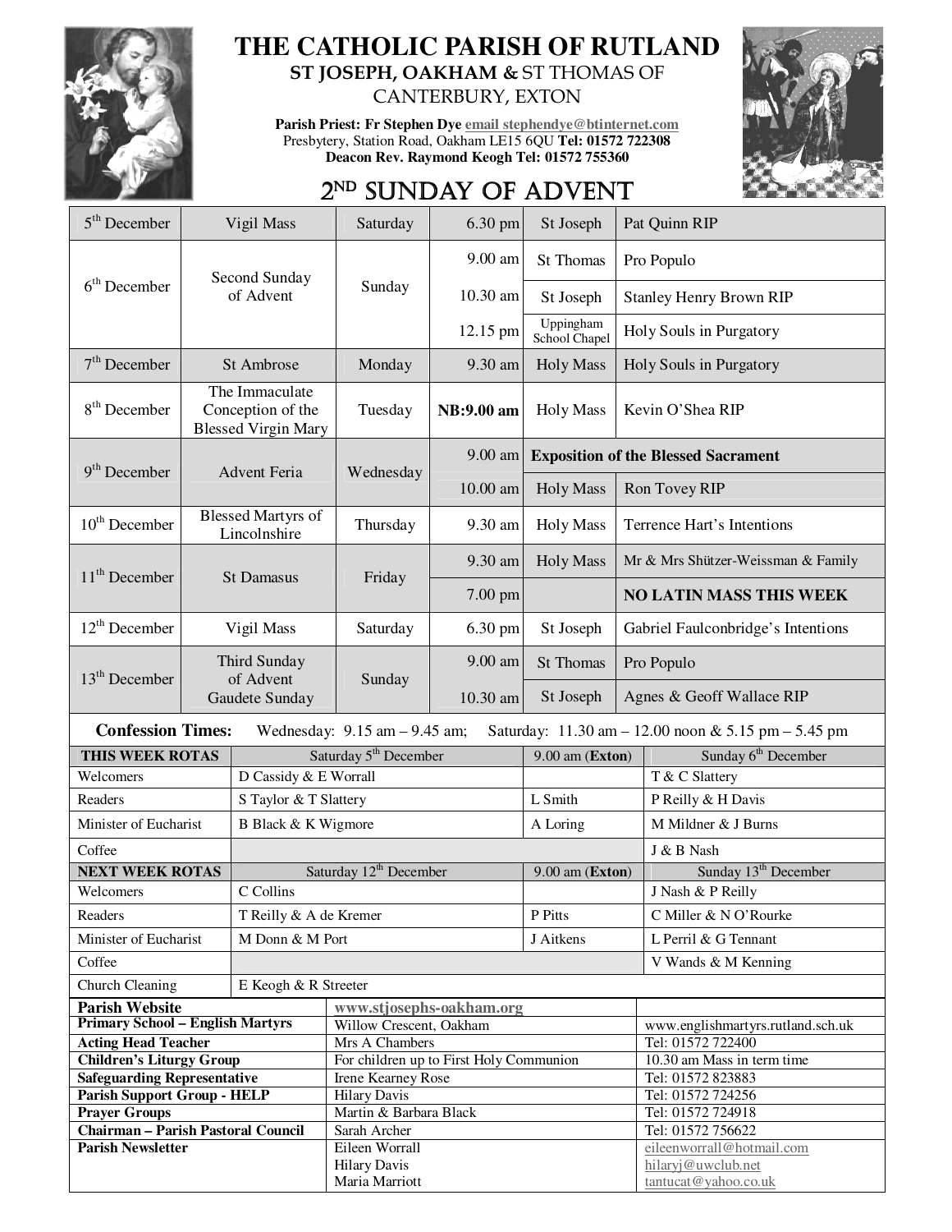# THE CATHOLIC PARISH OF RUTLAND

## ST JOSEPH, OAKHAM & ST THOMAS OF CANTERBURY, EXTON

**Parish Priest: Fr Stephen Dye** email stephendye@btinternet.com
Presbytery, Station Road, Oakham LE15 6QU **Tel: 01572 722308**
**Deacon Rev. Raymond Keogh Tel: 01572 755360**

## 2ND SUNDAY OF ADVENT

| Date | Feast | Day | Time | Place | Intention |
|---|---|---|---|---|---|
| 5th December | Vigil Mass | Saturday | 6.30 pm | St Joseph | Pat Quinn RIP |
| 6th December | Second Sunday of Advent | Sunday | 9.00 am | St Thomas | Pro Populo |
| | | | 10.30 am | St Joseph | Stanley Henry Brown RIP |
| | | | 12.15 pm | Uppingham School Chapel | Holy Souls in Purgatory |
| 7th December | St Ambrose | Monday | 9.30 am | Holy Mass | Holy Souls in Purgatory |
| 8th December | The Immaculate Conception of the Blessed Virgin Mary | Tuesday | **NB:9.00 am** | Holy Mass | Kevin O'Shea RIP |
| 9th December | Advent Feria | Wednesday | 9.00 am | **Exposition of the Blessed Sacrament** | |
| | | | 10.00 am | Holy Mass | Ron Tovey RIP |
| 10th December | Blessed Martyrs of Lincolnshire | Thursday | 9.30 am | Holy Mass | Terrence Hart's Intentions |
| 11th December | St Damasus | Friday | 9.30 am | Holy Mass | Mr & Mrs Shützer-Weissman & Family |
| | | | 7.00 pm | | **NO LATIN MASS THIS WEEK** |
| 12th December | Vigil Mass | Saturday | 6.30 pm | St Joseph | Gabriel Faulconbridge's Intentions |
| 13th December | Third Sunday of Advent Gaudete Sunday | Sunday | 9.00 am | St Thomas | Pro Populo |
| | | | 10.30 am | St Joseph | Agnes & Geoff Wallace RIP |

**Confession Times:** Wednesday: 9.15 am – 9.45 am; Saturday: 11.30 am – 12.00 noon & 5.15 pm – 5.45 pm

| THIS WEEK ROTAS | Saturday 5th December | 9.00 am (Exton) | Sunday 6th December |
|---|---|---|---|
| Welcomers | D Cassidy & E Worrall | | T & C Slattery |
| Readers | S Taylor & T Slattery | L Smith | P Reilly & H Davis |
| Minister of Eucharist | B Black & K Wigmore | A Loring | M Mildner & J Burns |
| Coffee | | | J & B Nash |
| **NEXT WEEK ROTAS** | **Saturday 12th December** | **9.00 am (Exton)** | **Sunday 13th December** |
| Welcomers | C Collins | | J Nash & P Reilly |
| Readers | T Reilly & A de Kremer | P Pitts | C Miller & N O'Rourke |
| Minister of Eucharist | M Donn & M Port | J Aitkens | L Perril & G Tennant |
| Coffee | | | V Wands & M Kenning |
| Church Cleaning | E Keogh & R Streeter | | |

| | | |
|---|---|---|
| **Parish Website** | www.stjosephs-oakham.org | |
| **Primary School – English Martyrs** | Willow Crescent, Oakham | www.englishmartyrs.rutland.sch.uk |
| **Acting Head Teacher** | Mrs A Chambers | Tel: 01572 722400 |
| **Children's Liturgy Group** | For children up to First Holy Communion | 10.30 am Mass in term time |
| **Safeguarding Representative** | Irene Kearney Rose | Tel: 01572 823883 |
| **Parish Support Group - HELP** | Hilary Davis | Tel: 01572 724256 |
| **Prayer Groups** | Martin & Barbara Black | Tel: 01572 724918 |
| **Chairman – Parish Pastoral Council** | Sarah Archer | Tel: 01572 756622 |
| **Parish Newsletter** | Eileen Worrall<br>Hilary Davis<br>Maria Marriott | eileenworrall@hotmail.com<br>hilaryj@uwclub.net<br>tantucat@yahoo.co.uk |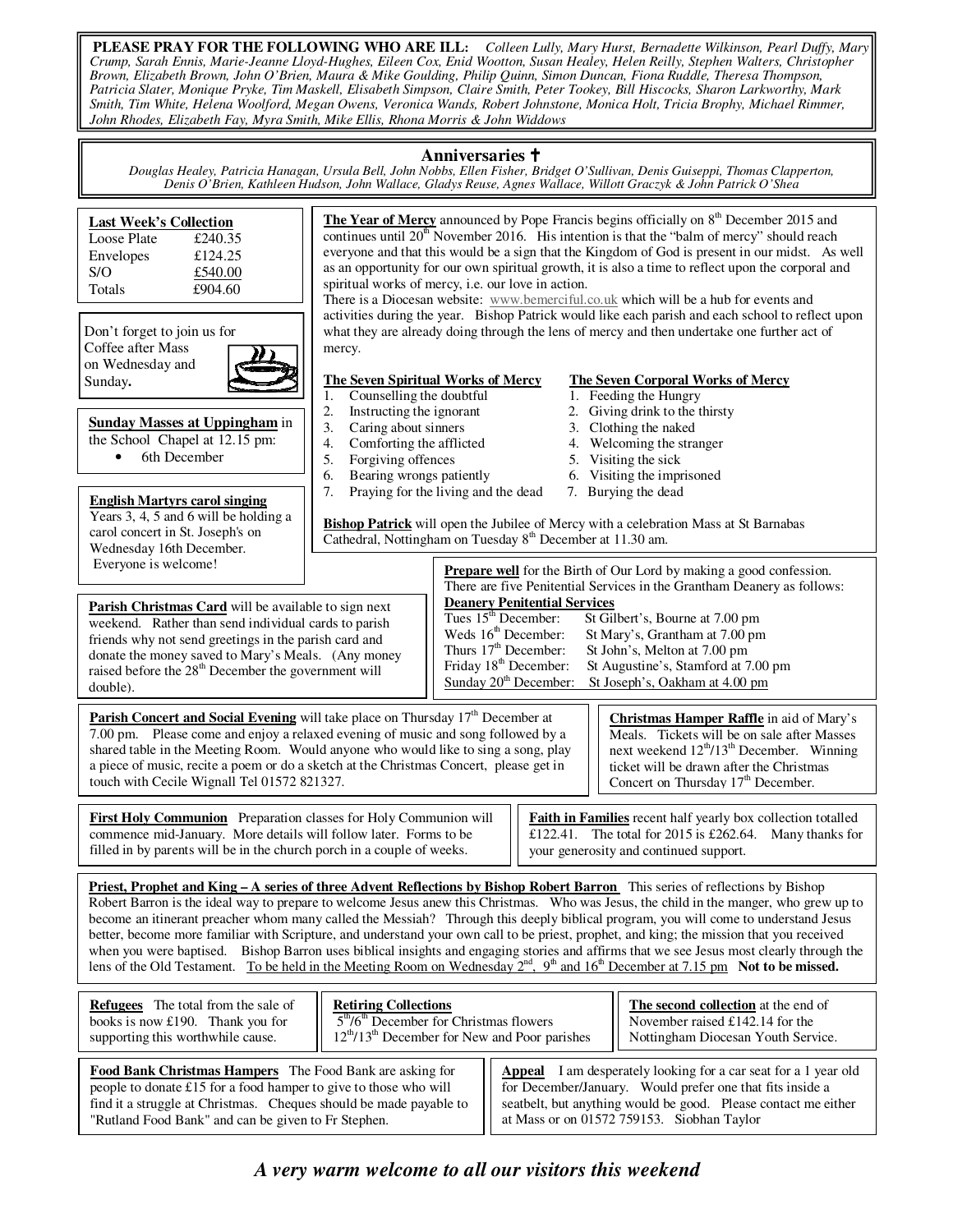**PLEASE PRAY FOR THE FOLLOWING WHO ARE ILL:** *Colleen Lully, Mary Hurst, Bernadette Wilkinson, Pearl Duffy, Mary Crump, Sarah Ennis, Marie-Jeanne Lloyd-Hughes, Eileen Cox, Enid Wootton, Susan Healey, Helen Reilly, Stephen Walters, Christopher Brown, Elizabeth Brown, John O'Brien, Maura & Mike Goulding, Philip Quinn, Simon Duncan, Fiona Ruddle, Theresa Thompson, Patricia Slater, Monique Pryke, Tim Maskell, Elisabeth Simpson, Claire Smith, Peter Tookey, Bill Hiscocks, Sharon Larkworthy, Mark Smith, Tim White, Helena Woolford, Megan Owens, Veronica Wands, Robert Johnstone, Monica Holt, Tricia Brophy, Michael Rimmer, John Rhodes, Elizabeth Fay, Myra Smith, Mike Ellis, Rhona Morris & John Widdows*

## Anniversaries ✝

*Douglas Healey, Patricia Hanagan, Ursula Bell, John Nobbs, Ellen Fisher, Bridget O'Sullivan, Denis Guiseppi, Thomas Clapperton, Denis O'Brien, Kathleen Hudson, John Wallace, Gladys Reuse, Agnes Wallace, Willott Graczyk & John Patrick O'Shea*

**Last Week's Collection**

| | |
|---|---|
| Loose Plate | £240.35 |
| Envelopes | £124.25 |
| S/O | £540.00 |
| Totals | £904.60 |

Don't forget to join us for Coffee after Mass on Wednesday and Sunday.

**Sunday Masses at Uppingham** in the School Chapel at 12.15 pm:

- 6th December

**English Martyrs carol singing**
Years 3, 4, 5 and 6 will be holding a carol concert in St. Joseph's on Wednesday 16th December. Everyone is welcome!

**The Year of Mercy** announced by Pope Francis begins officially on 8th December 2015 and continues until 20th November 2016. His intention is that the "balm of mercy" should reach everyone and that this would be a sign that the Kingdom of God is present in our midst. As well as an opportunity for our own spiritual growth, it is also a time to reflect upon the corporal and spiritual works of mercy, i.e. our love in action.
There is a Diocesan website: www.bemerciful.co.uk which will be a hub for events and activities during the year. Bishop Patrick would like each parish and each school to reflect upon what they are already doing through the lens of mercy and then undertake one further act of mercy.

**The Seven Spiritual Works of Mercy**

1. Counselling the doubtful
2. Instructing the ignorant
3. Caring about sinners
4. Comforting the afflicted
5. Forgiving offences
6. Bearing wrongs patiently
7. Praying for the living and the dead

**The Seven Corporal Works of Mercy**

1. Feeding the Hungry
2. Giving drink to the thirsty
3. Clothing the naked
4. Welcoming the stranger
5. Visiting the sick
6. Visiting the imprisoned
7. Burying the dead

**Bishop Patrick** will open the Jubilee of Mercy with a celebration Mass at St Barnabas Cathedral, Nottingham on Tuesday 8th December at 11.30 am.

**Parish Christmas Card** will be available to sign next weekend. Rather than send individual cards to parish friends why not send greetings in the parish card and donate the money saved to Mary's Meals. (Any money raised before the 28th December the government will double).

**Prepare well** for the Birth of Our Lord by making a good confession. There are five Penitential Services in the Grantham Deanery as follows:

**Deanery Penitential Services**

| | |
|---|---|
| Tues 15th December: | St Gilbert's, Bourne at 7.00 pm |
| Weds 16th December: | St Mary's, Grantham at 7.00 pm |
| Thurs 17th December: | St John's, Melton at 7.00 pm |
| Friday 18th December: | St Augustine's, Stamford at 7.00 pm |
| Sunday 20th December: | St Joseph's, Oakham at 4.00 pm |

**Parish Concert and Social Evening** will take place on Thursday 17th December at 7.00 pm. Please come and enjoy a relaxed evening of music and song followed by a shared table in the Meeting Room. Would anyone who would like to sing a song, play a piece of music, recite a poem or do a sketch at the Christmas Concert, please get in touch with Cecile Wignall Tel 01572 821327.

**Christmas Hamper Raffle** in aid of Mary's Meals. Tickets will be on sale after Masses next weekend 12th/13th December. Winning ticket will be drawn after the Christmas Concert on Thursday 17th December.

**First Holy Communion** Preparation classes for Holy Communion will commence mid-January. More details will follow later. Forms to be filled in by parents will be in the church porch in a couple of weeks.

**Faith in Families** recent half yearly box collection totalled £122.41. The total for 2015 is £262.64. Many thanks for your generosity and continued support.

**Priest, Prophet and King – A series of three Advent Reflections by Bishop Robert Barron** This series of reflections by Bishop Robert Barron is the ideal way to prepare to welcome Jesus anew this Christmas. Who was Jesus, the child in the manger, who grew up to become an itinerant preacher whom many called the Messiah? Through this deeply biblical program, you will come to understand Jesus better, become more familiar with Scripture, and understand your own call to be priest, prophet, and king; the mission that you received when you were baptised. Bishop Barron uses biblical insights and engaging stories and affirms that we see Jesus most clearly through the lens of the Old Testament. To be held in the Meeting Room on Wednesday 2nd, 9th and 16th December at 7.15 pm **Not to be missed.**

**Refugees** The total from the sale of books is now £190. Thank you for supporting this worthwhile cause.

**Retiring Collections**
5th/6th December for Christmas flowers
12th/13th December for New and Poor parishes

**The second collection** at the end of November raised £142.14 for the Nottingham Diocesan Youth Service.

**Food Bank Christmas Hampers** The Food Bank are asking for people to donate £15 for a food hamper to give to those who will find it a struggle at Christmas. Cheques should be made payable to "Rutland Food Bank" and can be given to Fr Stephen.

**Appeal** I am desperately looking for a car seat for a 1 year old for December/January. Would prefer one that fits inside a seatbelt, but anything would be good. Please contact me either at Mass or on 01572 759153. Siobhan Taylor

***A very warm welcome to all our visitors this weekend***